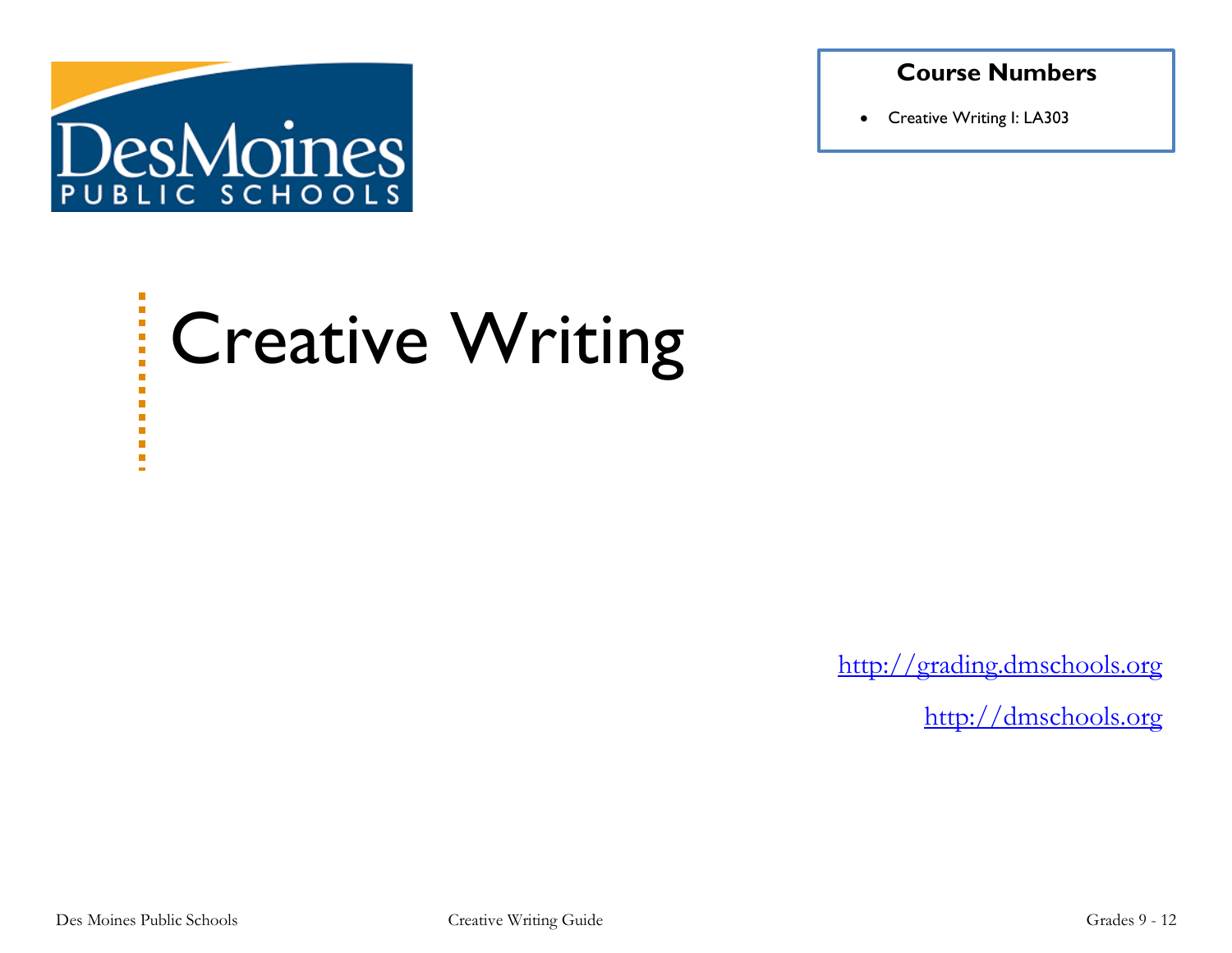Des Moines PUBLIC SCHOOLS

**Course Numbers**

- Creative Writing I: LA303

# Creative Writing

http://grading.dmschools.org

http://dmschools.org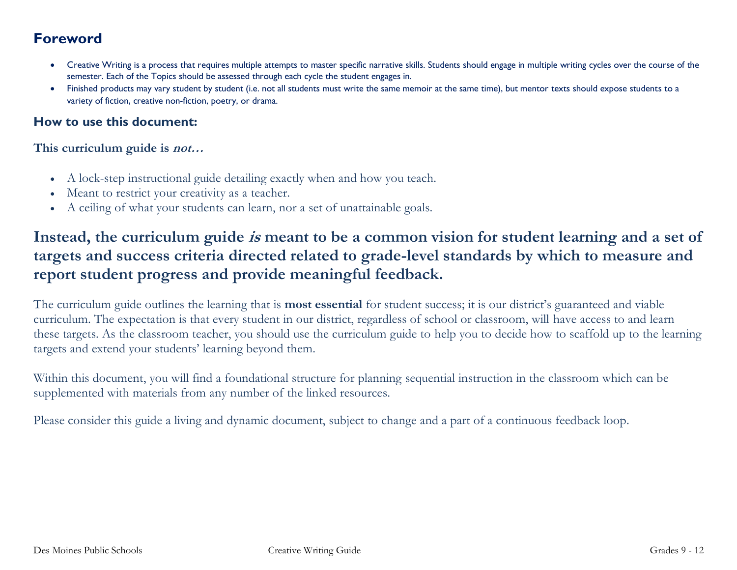## Foreword

- Creative Writing is a process that requires multiple attempts to master specific narrative skills. Students should engage in multiple writing cycles over the course of the semester. Each of the Topics should be assessed through each cycle the student engages in.
- Finished products may vary student by student (i.e. not all students must write the same memoir at the same time), but mentor texts should expose students to a variety of fiction, creative non-fiction, poetry, or drama.

### How to use this document:

**This curriculum guide is *not…***

- A lock-step instructional guide detailing exactly when and how you teach.
- Meant to restrict your creativity as a teacher.
- A ceiling of what your students can learn, nor a set of unattainable goals.

## Instead, the curriculum guide *is* meant to be a common vision for student learning and a set of targets and success criteria directed related to grade-level standards by which to measure and report student progress and provide meaningful feedback.

The curriculum guide outlines the learning that is **most essential** for student success; it is our district's guaranteed and viable curriculum. The expectation is that every student in our district, regardless of school or classroom, will have access to and learn these targets. As the classroom teacher, you should use the curriculum guide to help you to decide how to scaffold up to the learning targets and extend your students' learning beyond them.

Within this document, you will find a foundational structure for planning sequential instruction in the classroom which can be supplemented with materials from any number of the linked resources.

Please consider this guide a living and dynamic document, subject to change and a part of a continuous feedback loop.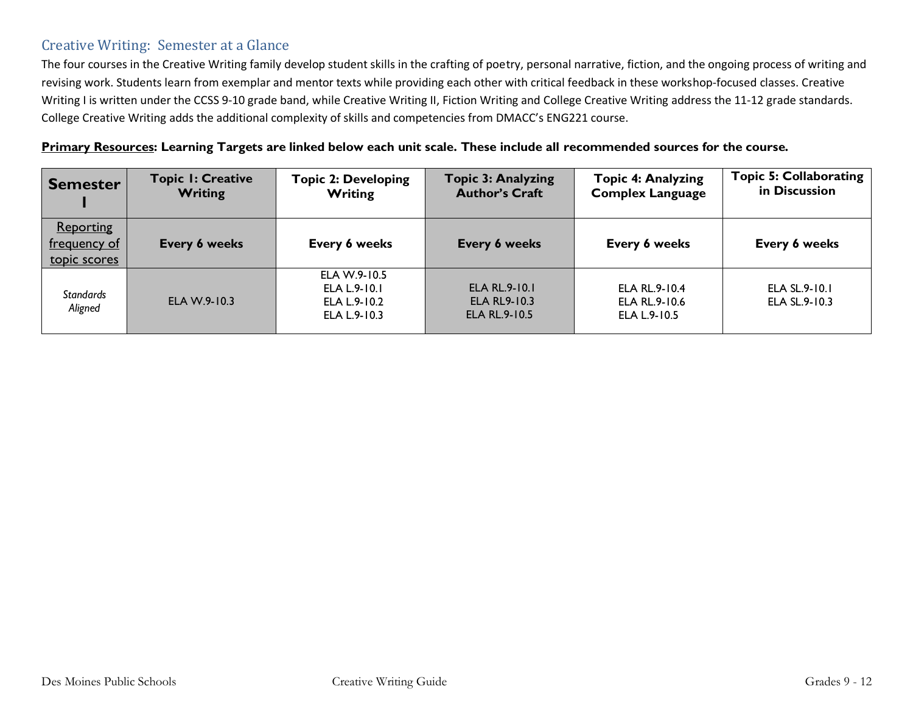## Creative Writing: Semester at a Glance

The four courses in the Creative Writing family develop student skills in the crafting of poetry, personal narrative, fiction, and the ongoing process of writing and revising work. Students learn from exemplar and mentor texts while providing each other with critical feedback in these workshop-focused classes. Creative Writing I is written under the CCSS 9-10 grade band, while Creative Writing II, Fiction Writing and College Creative Writing address the 11-12 grade standards. College Creative Writing adds the additional complexity of skills and competencies from DMACC's ENG221 course.

**Primary Resources: Learning Targets are linked below each unit scale. These include all recommended sources for the course.**

| **Semester I** | **Topic 1: Creative Writing** | **Topic 2: Developing Writing** | **Topic 3: Analyzing Author's Craft** | **Topic 4: Analyzing Complex Language** | **Topic 5: Collaborating in Discussion** |
|---|---|---|---|---|---|
| Reporting frequency of topic scores | **Every 6 weeks** | **Every 6 weeks** | **Every 6 weeks** | **Every 6 weeks** | **Every 6 weeks** |
| *Standards Aligned* | ELA W.9-10.3 | ELA W.9-10.5<br>ELA L.9-10.1<br>ELA L.9-10.2<br>ELA L.9-10.3 | ELA RL.9-10.1<br>ELA RL9-10.3<br>ELA RL.9-10.5 | ELA RL.9-10.4<br>ELA RL.9-10.6<br>ELA L.9-10.5 | ELA SL.9-10.1<br>ELA SL.9-10.3 |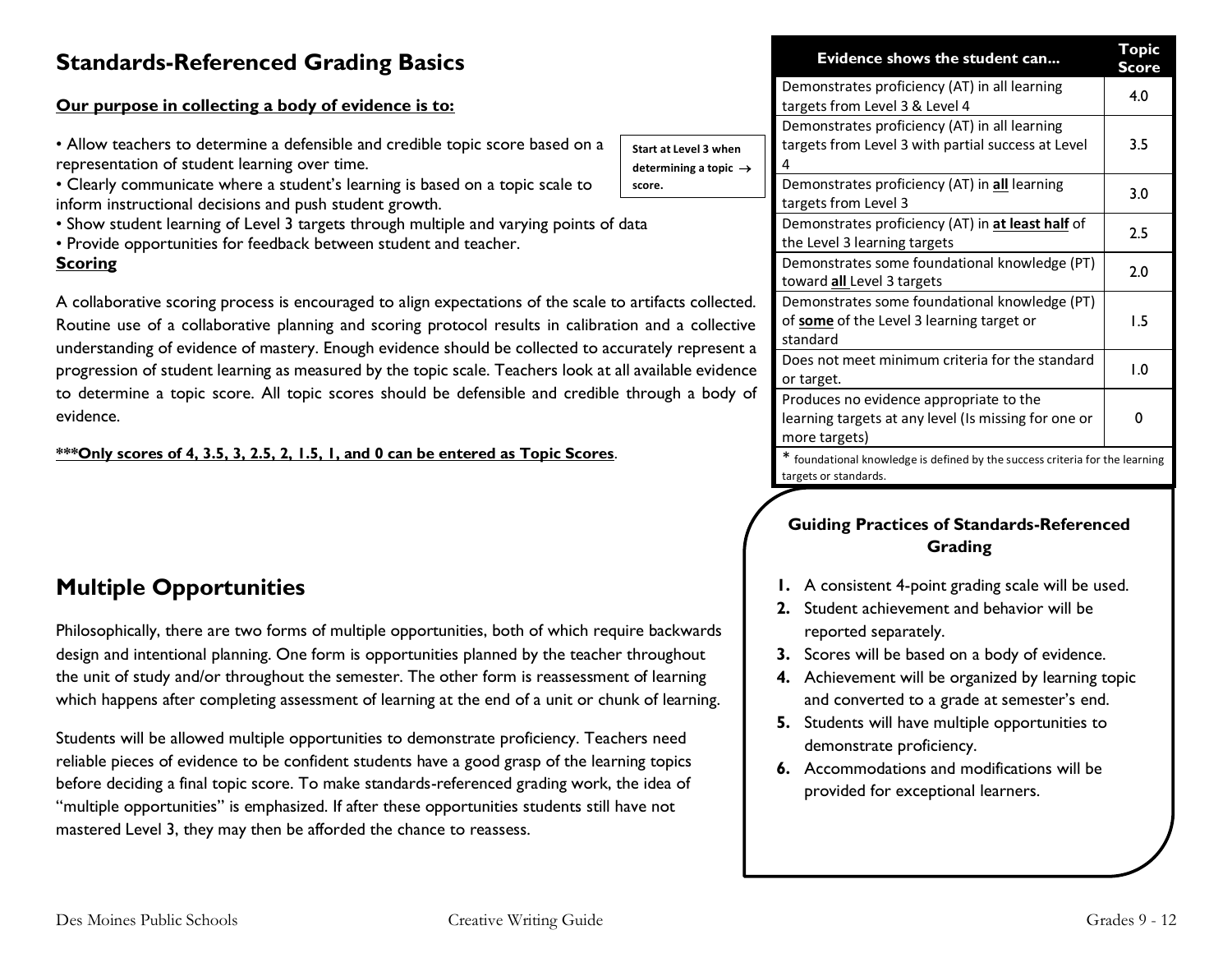## Standards-Referenced Grading Basics

**Our purpose in collecting a body of evidence is to:**

- Allow teachers to determine a defensible and credible topic score based on a representation of student learning over time.
- Clearly communicate where a student's learning is based on a topic scale to inform instructional decisions and push student growth.
- Show student learning of Level 3 targets through multiple and varying points of data
- Provide opportunities for feedback between student and teacher.

**Scoring**

A collaborative scoring process is encouraged to align expectations of the scale to artifacts collected. Routine use of a collaborative planning and scoring protocol results in calibration and a collective understanding of evidence of mastery. Enough evidence should be collected to accurately represent a progression of student learning as measured by the topic scale. Teachers look at all available evidence to determine a topic score. All topic scores should be defensible and credible through a body of evidence.

***\*\*\*Only scores of 4, 3.5, 3, 2.5, 2, 1.5, 1, and 0 can be entered as Topic Scores***.

**Start at Level 3 when determining a topic score.** →

| Evidence shows the student can... | Topic Score |
|---|---|
| Demonstrates proficiency (AT) in all learning targets from Level 3 & Level 4 | 4.0 |
| Demonstrates proficiency (AT) in all learning targets from Level 3 with partial success at Level 4 | 3.5 |
| Demonstrates proficiency (AT) in **all** learning targets from Level 3 | 3.0 |
| Demonstrates proficiency (AT) in **at least half** of the Level 3 learning targets | 2.5 |
| Demonstrates some foundational knowledge (PT) toward **all** Level 3 targets | 2.0 |
| Demonstrates some foundational knowledge (PT) of **some** of the Level 3 learning target or standard | 1.5 |
| Does not meet minimum criteria for the standard or target. | 1.0 |
| Produces no evidence appropriate to the learning targets at any level (Is missing for one or more targets) | 0 |

\* foundational knowledge is defined by the success criteria for the learning targets or standards.

## Multiple Opportunities

Philosophically, there are two forms of multiple opportunities, both of which require backwards design and intentional planning. One form is opportunities planned by the teacher throughout the unit of study and/or throughout the semester. The other form is reassessment of learning which happens after completing assessment of learning at the end of a unit or chunk of learning.

Students will be allowed multiple opportunities to demonstrate proficiency. Teachers need reliable pieces of evidence to be confident students have a good grasp of the learning topics before deciding a final topic score. To make standards-referenced grading work, the idea of "multiple opportunities" is emphasized. If after these opportunities students still have not mastered Level 3, they may then be afforded the chance to reassess.

### Guiding Practices of Standards-Referenced Grading

1. A consistent 4-point grading scale will be used.
2. Student achievement and behavior will be reported separately.
3. Scores will be based on a body of evidence.
4. Achievement will be organized by learning topic and converted to a grade at semester's end.
5. Students will have multiple opportunities to demonstrate proficiency.
6. Accommodations and modifications will be provided for exceptional learners.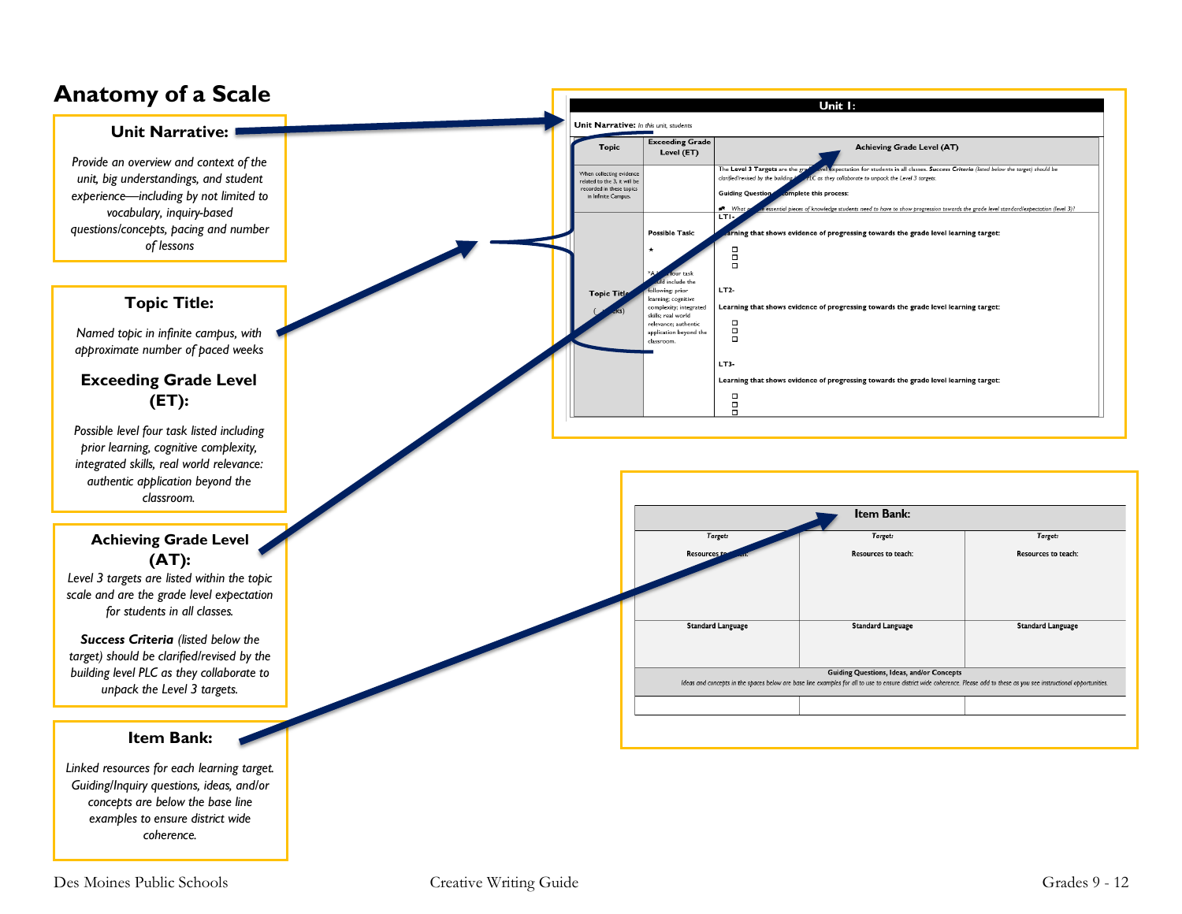# Anatomy of a Scale

### Unit Narrative:

*Provide an overview and context of the unit, big understandings, and student experience—including by not limited to vocabulary, inquiry-based questions/concepts, pacing and number of lessons*

### Topic Title:

*Named topic in infinite campus, with approximate number of paced weeks*

### Exceeding Grade Level (ET):

*Possible level four task listed including prior learning, cognitive complexity, integrated skills, real world relevance: authentic application beyond the classroom.*

### Achieving Grade Level (AT):

*Level 3 targets are listed within the topic scale and are the grade level expectation for students in all classes.*

***Success Criteria** (listed below the target) should be clarified/revised by the building level PLC as they collaborate to unpack the Level 3 targets.*

### Item Bank:

*Linked resources for each learning target. Guiding/Inquiry questions, ideas, and/or concepts are below the base line examples to ensure district wide coherence.*

| Unit 1: | | |
|---|---|---|
| **Unit Narrative:** *In this unit, students* | | |
| **Topic** | **Exceeding Grade Level (ET)** | **Achieving Grade Level (AT)** |
| When collecting evidence related to the 3, it will be recorded in these topics in Infinite Campus. | | The **Level 3 Targets** are the grade level expectation for students in all classes. ***Success Criteria*** *(listed below the target) should be clarified/revised by the building level PLC as they collaborate to unpack the Level 3 targets.* **Guiding Question to complete this process:** *What are the essential pieces of knowledge students need to have to show progression towards the grade level standard/expectation (level 3)?* |
| **Topic Title** ( weeks) | **Possible Task:** ★ *A level four task should include the following: prior learning; cognitive complexity; integrated skills; real world relevance; authentic application beyond the classroom. | **LT1-** Learning that shows evidence of progressing towards the grade level learning target: ☐ ☐ ☐ **LT2-** Learning that shows evidence of progressing towards the grade level learning target: ☐ ☐ ☐ **LT3-** Learning that shows evidence of progressing towards the grade level learning target: ☐ ☐ ☐ |

| Item Bank: | | |
|---|---|---|
| *Target:* Resources to teach: | *Target:* Resources to teach: | *Target:* Resources to teach: |
| Standard Language | Standard Language | Standard Language |
| **Guiding Questions, Ideas, and/or Concepts** *Ideas and concepts in the spaces below are base line examples for all to use to ensure district wide coherence. Please add to these as you see instructional opportunities.* | | |
| | | |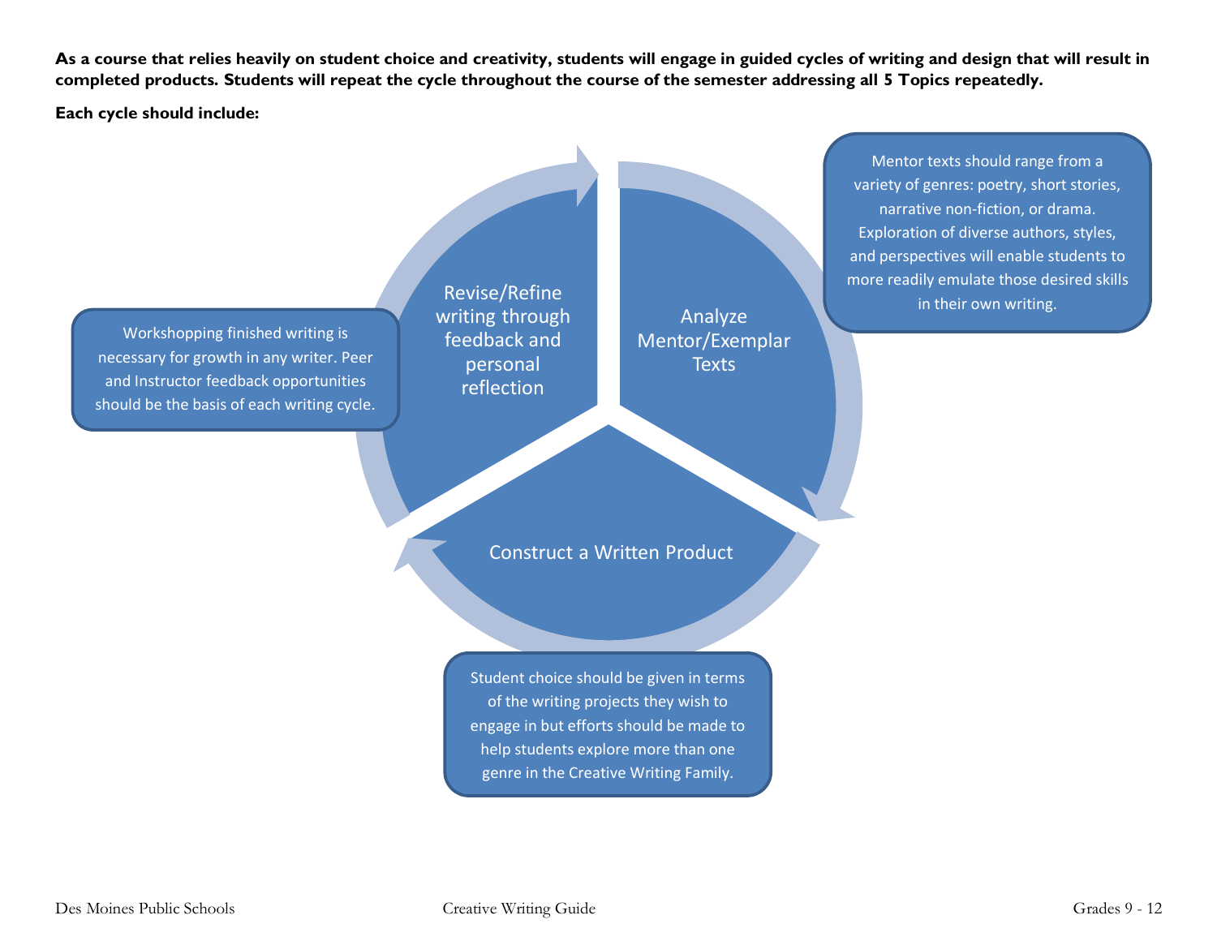**As a course that relies heavily on student choice and creativity, students will engage in guided cycles of writing and design that will result in completed products. Students will repeat the cycle throughout the course of the semester addressing all 5 Topics repeatedly.**

**Each cycle should include:**

- **Analyze Mentor/Exemplar Texts**
  - Mentor texts should range from a variety of genres: poetry, short stories, narrative non-fiction, or drama. Exploration of diverse authors, styles, and perspectives will enable students to more readily emulate those desired skills in their own writing.
- **Construct a Written Product**
  - Student choice should be given in terms of the writing projects they wish to engage in but efforts should be made to help students explore more than one genre in the Creative Writing Family.
- **Revise/Refine writing through feedback and personal reflection**
  - Workshopping finished writing is necessary for growth in any writer. Peer and Instructor feedback opportunities should be the basis of each writing cycle.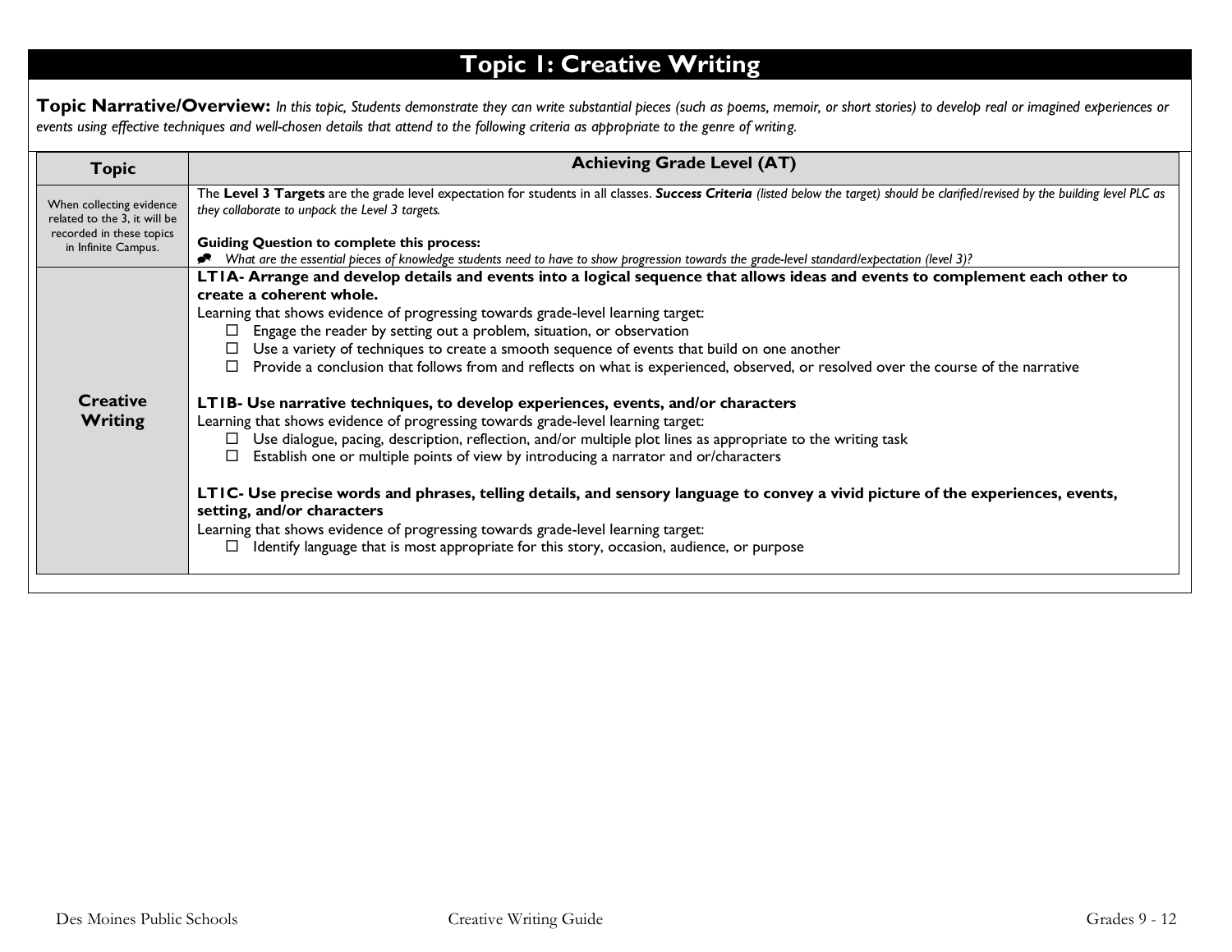# Topic 1: Creative Writing

**Topic Narrative/Overview:** *In this topic, Students demonstrate they can write substantial pieces (such as poems, memoir, or short stories) to develop real or imagined experiences or events using effective techniques and well-chosen details that attend to the following criteria as appropriate to the genre of writing.*

| Topic | Achieving Grade Level (AT) |
| --- | --- |
| When collecting evidence related to the 3, it will be recorded in these topics in Infinite Campus. | The **Level 3 Targets** are the grade level expectation for students in all classes. ***Success Criteria*** *(listed below the target) should be clarified/revised by the building level PLC as they collaborate to unpack the Level 3 targets.*<br><br>**Guiding Question to complete this process:**<br>*What are the essential pieces of knowledge students need to have to show progression towards the grade-level standard/expectation (level 3)?* |
| **Creative Writing** | **LT1A- Arrange and develop details and events into a logical sequence that allows ideas and events to complement each other to create a coherent whole.**<br>Learning that shows evidence of progressing towards grade-level learning target:<br>☐ Engage the reader by setting out a problem, situation, or observation<br>☐ Use a variety of techniques to create a smooth sequence of events that build on one another<br>☐ Provide a conclusion that follows from and reflects on what is experienced, observed, or resolved over the course of the narrative<br><br>**LT1B- Use narrative techniques, to develop experiences, events, and/or characters**<br>Learning that shows evidence of progressing towards grade-level learning target:<br>☐ Use dialogue, pacing, description, reflection, and/or multiple plot lines as appropriate to the writing task<br>☐ Establish one or multiple points of view by introducing a narrator and or/characters<br><br>**LT1C- Use precise words and phrases, telling details, and sensory language to convey a vivid picture of the experiences, events, setting, and/or characters**<br>Learning that shows evidence of progressing towards grade-level learning target:<br>☐ Identify language that is most appropriate for this story, occasion, audience, or purpose |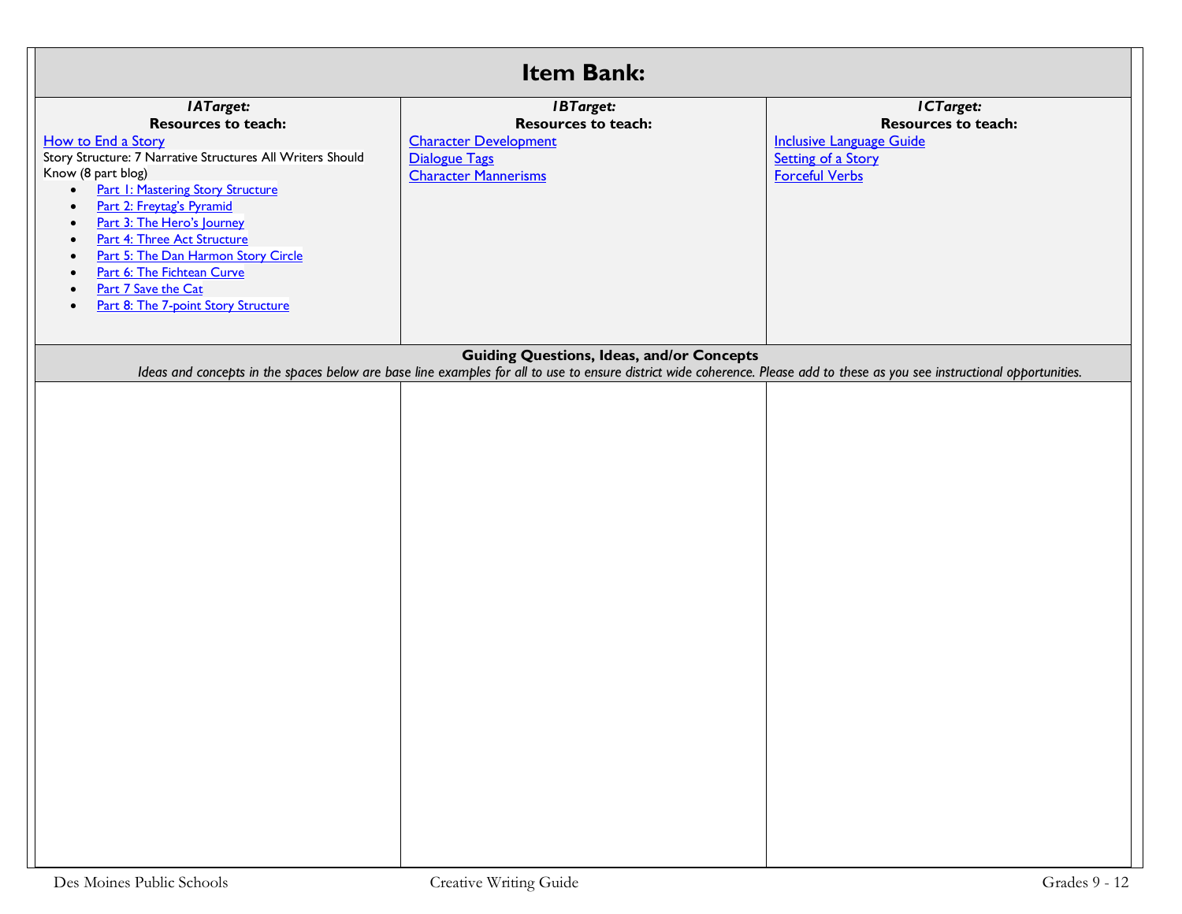| Item Bank: | | |
|---|---|---|
| ***1ATarget:*** **Resources to teach:** How to End a Story<br>Story Structure: 7 Narrative Structures All Writers Should Know (8 part blog)<br>• Part 1: Mastering Story Structure<br>• Part 2: Freytag's Pyramid<br>• Part 3: The Hero's Journey<br>• Part 4: Three Act Structure<br>• Part 5: The Dan Harmon Story Circle<br>• Part 6: The Fichtean Curve<br>• Part 7 Save the Cat<br>• Part 8: The 7-point Story Structure | ***1BTarget:*** **Resources to teach:** Character Development<br>Dialogue Tags<br>Character Mannerisms | ***1CTarget:*** **Resources to teach:** Inclusive Language Guide<br>Setting of a Story<br>Forceful Verbs |
| **Guiding Questions, Ideas, and/or Concepts**<br>*Ideas and concepts in the spaces below are base line examples for all to use to ensure district wide coherence. Please add to these as you see instructional opportunities.* | | |
| | | |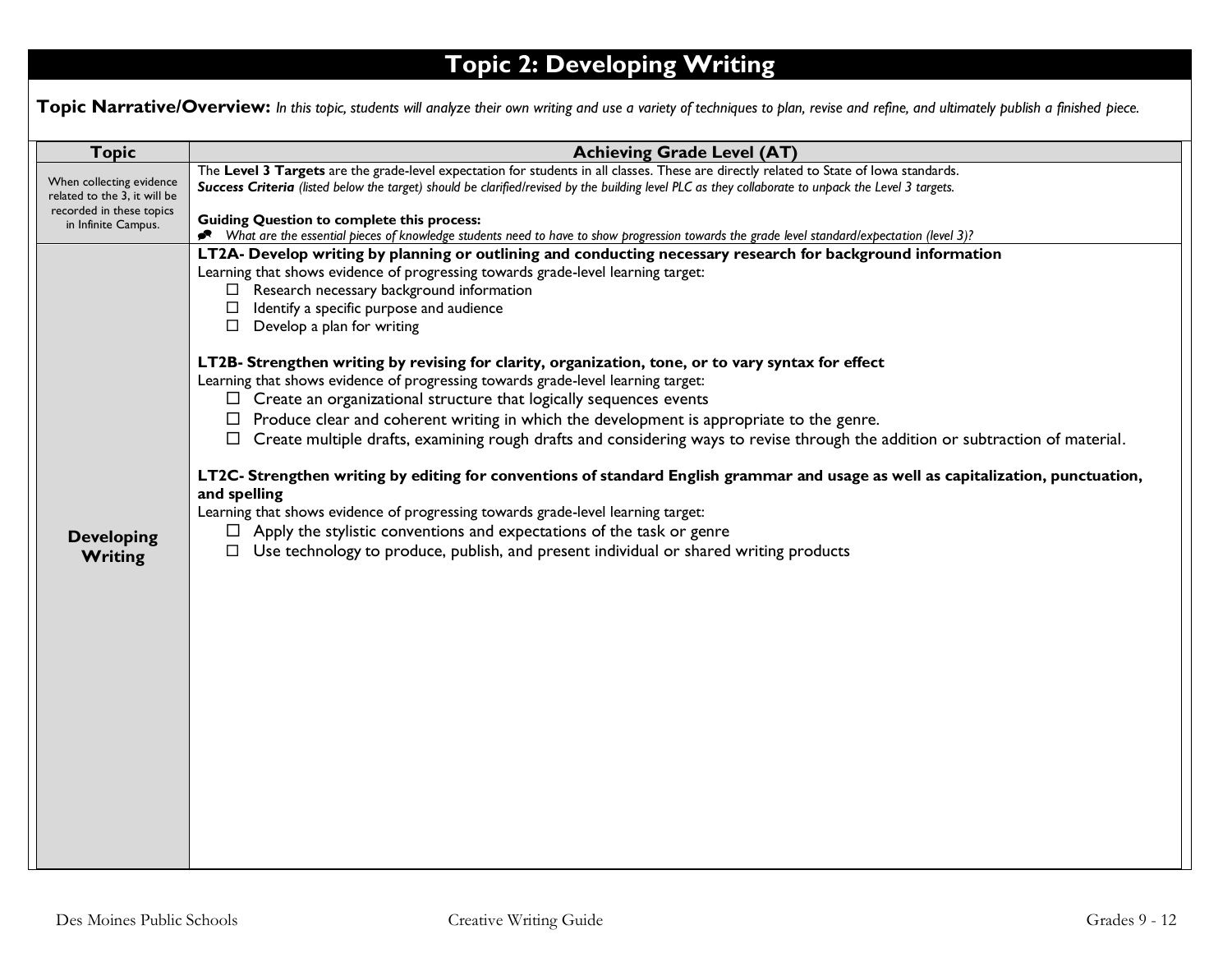# Topic 2: Developing Writing

**Topic Narrative/Overview:** *In this topic, students will analyze their own writing and use a variety of techniques to plan, revise and refine, and ultimately publish a finished piece.*

| Topic | Achieving Grade Level (AT) |
|---|---|
| When collecting evidence related to the 3, it will be recorded in these topics in Infinite Campus. | The **Level 3 Targets** are the grade-level expectation for students in all classes. These are directly related to State of Iowa standards.<br>***Success Criteria*** *(listed below the target) should be clarified/revised by the building level PLC as they collaborate to unpack the Level 3 targets.*<br><br>**Guiding Question to complete this process:**<br>*What are the essential pieces of knowledge students need to have to show progression towards the grade level standard/expectation (level 3)?* |
| **Developing Writing** | **LT2A- Develop writing by planning or outlining and conducting necessary research for background information**<br>Learning that shows evidence of progressing towards grade-level learning target:<br>☐ Research necessary background information<br>☐ Identify a specific purpose and audience<br>☐ Develop a plan for writing<br><br>**LT2B- Strengthen writing by revising for clarity, organization, tone, or to vary syntax for effect**<br>Learning that shows evidence of progressing towards grade-level learning target:<br>☐ Create an organizational structure that logically sequences events<br>☐ Produce clear and coherent writing in which the development is appropriate to the genre.<br>☐ Create multiple drafts, examining rough drafts and considering ways to revise through the addition or subtraction of material.<br><br>**LT2C- Strengthen writing by editing for conventions of standard English grammar and usage as well as capitalization, punctuation, and spelling**<br>Learning that shows evidence of progressing towards grade-level learning target:<br>☐ Apply the stylistic conventions and expectations of the task or genre<br>☐ Use technology to produce, publish, and present individual or shared writing products |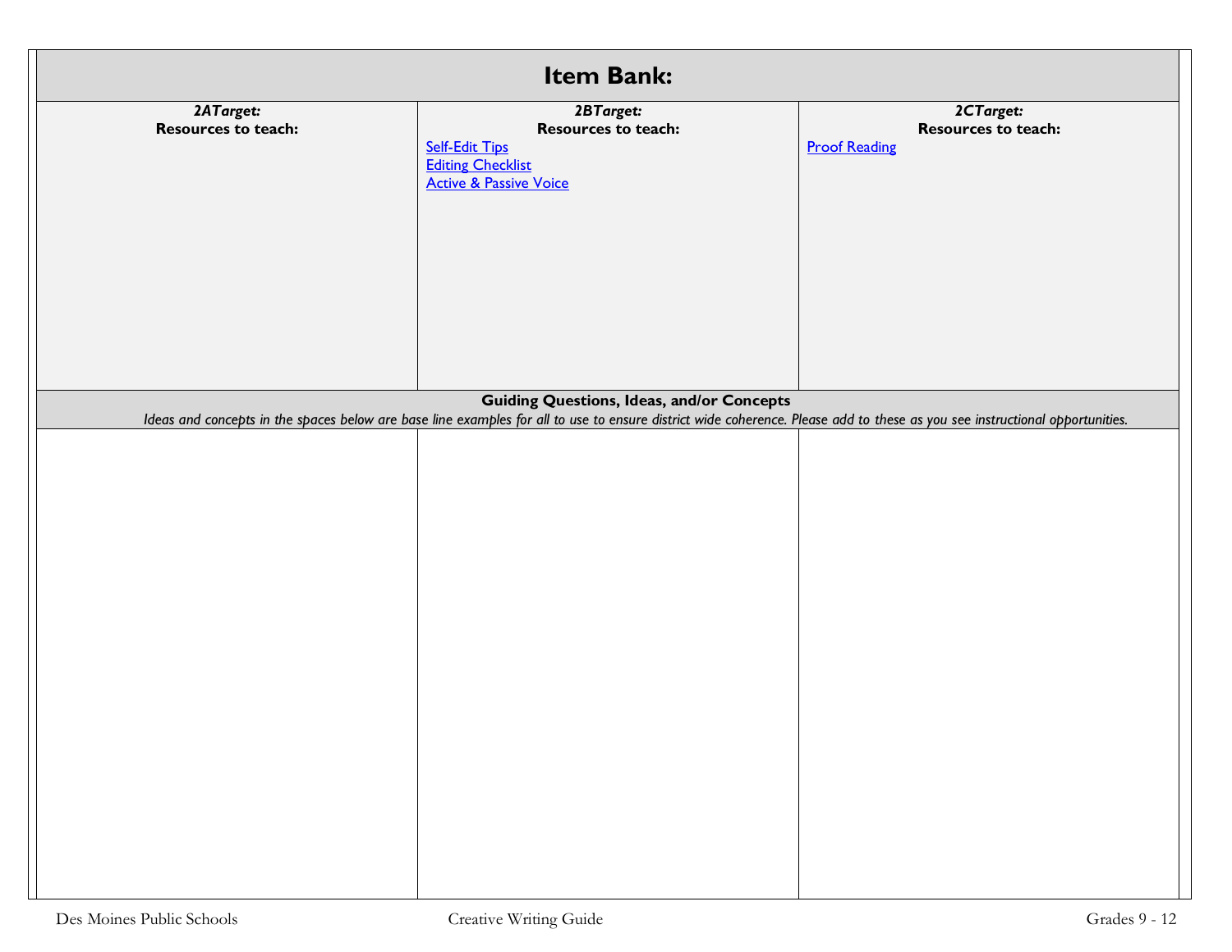# Item Bank:

| ***2ATarget:*** **Resources to teach:** | ***2BTarget:*** **Resources to teach:** | ***2CTarget:*** **Resources to teach:** |
| --- | --- | --- |
| | Self-Edit Tips<br>Editing Checklist<br>Active & Passive Voice | Proof Reading |

**Guiding Questions, Ideas, and/or Concepts**

*Ideas and concepts in the spaces below are base line examples for all to use to ensure district wide coherence. Please add to these as you see instructional opportunities.*

| | | |
| --- | --- | --- |
| | | |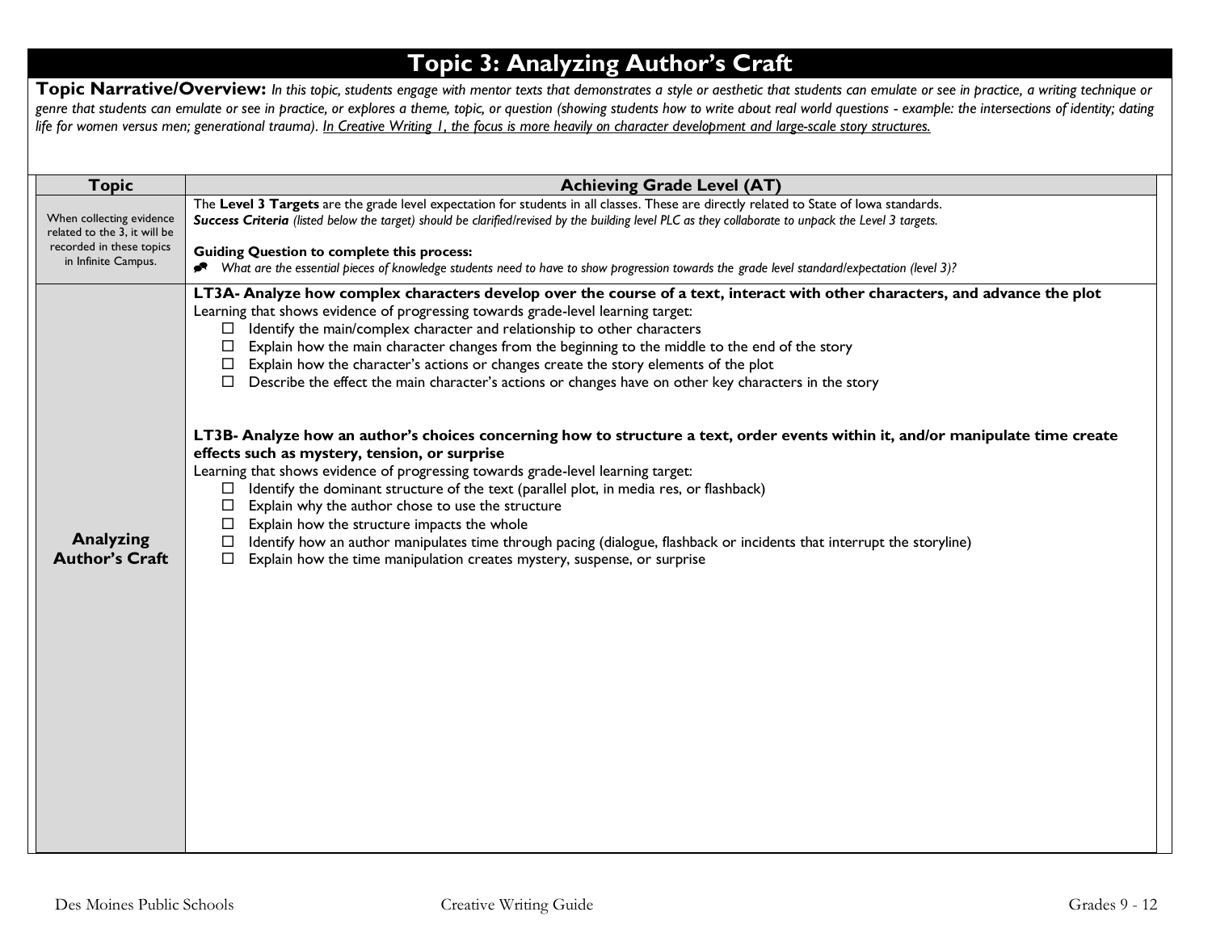# Topic 3: Analyzing Author's Craft

**Topic Narrative/Overview:** *In this topic, students engage with mentor texts that demonstrates a style or aesthetic that students can emulate or see in practice, a writing technique or genre that students can emulate or see in practice, or explores a theme, topic, or question (showing students how to write about real world questions - example: the intersections of identity; dating life for women versus men; generational trauma). In Creative Writing 1, the focus is more heavily on character development and large-scale story structures.*

| Topic | Achieving Grade Level (AT) |
|---|---|
| When collecting evidence related to the 3, it will be recorded in these topics in Infinite Campus. | The **Level 3 Targets** are the grade level expectation for students in all classes. These are directly related to State of Iowa standards.<br>***Success Criteria*** *(listed below the target) should be clarified/revised by the building level PLC as they collaborate to unpack the Level 3 targets.*<br><br>**Guiding Question to complete this process:**<br>*What are the essential pieces of knowledge students need to have to show progression towards the grade level standard/expectation (level 3)?* |
| **Analyzing Author's Craft** | **LT3A- Analyze how complex characters develop over the course of a text, interact with other characters, and advance the plot**<br>Learning that shows evidence of progressing towards grade-level learning target:<br>☐ Identify the main/complex character and relationship to other characters<br>☐ Explain how the main character changes from the beginning to the middle to the end of the story<br>☐ Explain how the character's actions or changes create the story elements of the plot<br>☐ Describe the effect the main character's actions or changes have on other key characters in the story<br><br>**LT3B- Analyze how an author's choices concerning how to structure a text, order events within it, and/or manipulate time create effects such as mystery, tension, or surprise**<br>Learning that shows evidence of progressing towards grade-level learning target:<br>☐ Identify the dominant structure of the text (parallel plot, in media res, or flashback)<br>☐ Explain why the author chose to use the structure<br>☐ Explain how the structure impacts the whole<br>☐ Identify how an author manipulates time through pacing (dialogue, flashback or incidents that interrupt the storyline)<br>☐ Explain how the time manipulation creates mystery, suspense, or surprise |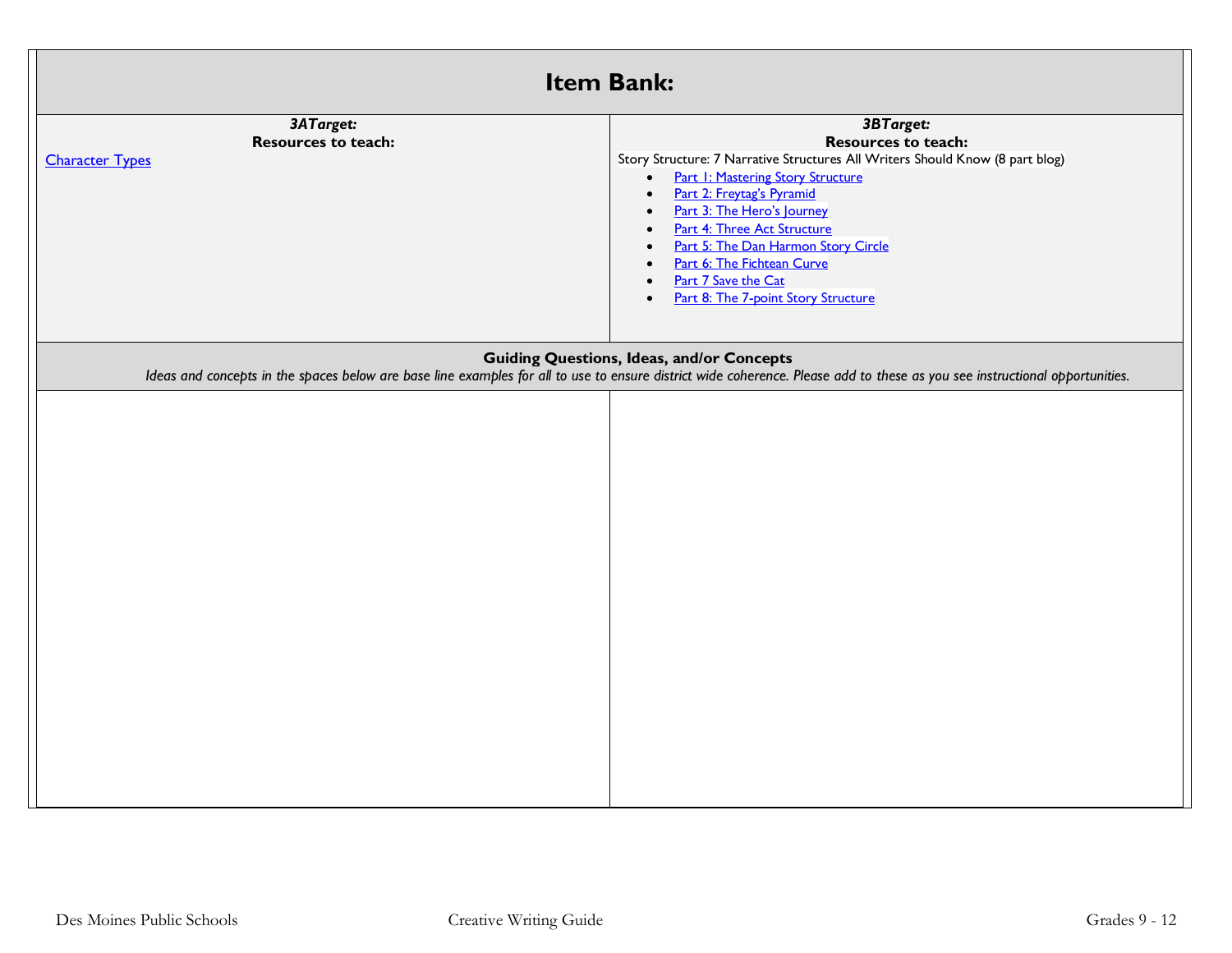## Item Bank:

| ***3ATarget:*** **Resources to teach:** | ***3BTarget:*** **Resources to teach:** |
|---|---|
| Character Types | Story Structure: 7 Narrative Structures All Writers Should Know (8 part blog)<br>• Part 1: Mastering Story Structure<br>• Part 2: Freytag's Pyramid<br>• Part 3: The Hero's Journey<br>• Part 4: Three Act Structure<br>• Part 5: The Dan Harmon Story Circle<br>• Part 6: The Fichtean Curve<br>• Part 7 Save the Cat<br>• Part 8: The 7-point Story Structure |

**Guiding Questions, Ideas, and/or Concepts**

*Ideas and concepts in the spaces below are base line examples for all to use to ensure district wide coherence. Please add to these as you see instructional opportunities.*

| | |
|---|---|
| | |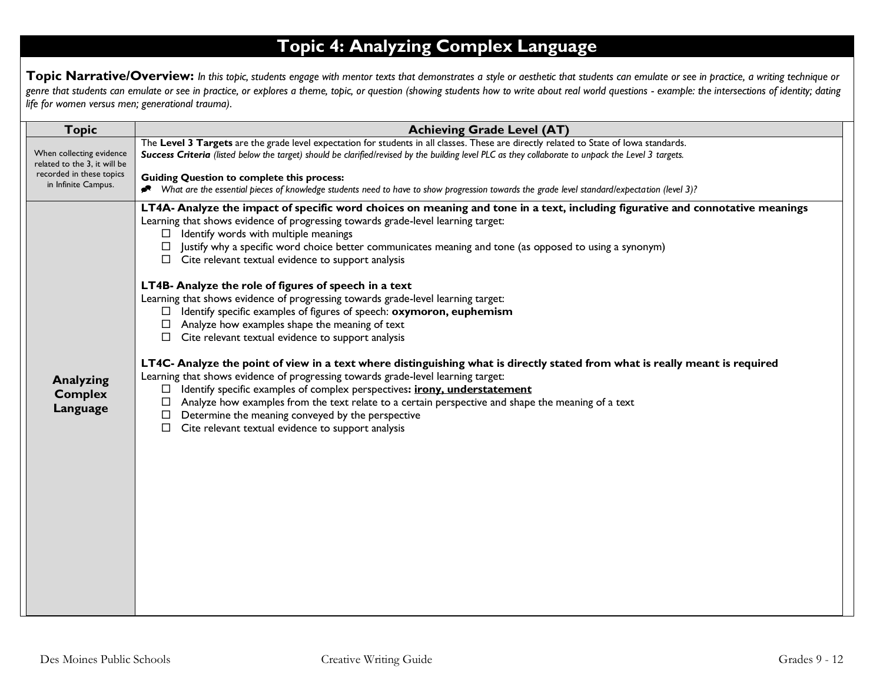# Topic 4: Analyzing Complex Language

**Topic Narrative/Overview:** *In this topic, students engage with mentor texts that demonstrates a style or aesthetic that students can emulate or see in practice, a writing technique or genre that students can emulate or see in practice, or explores a theme, topic, or question (showing students how to write about real world questions - example: the intersections of identity; dating life for women versus men; generational trauma).*

| Topic | Achieving Grade Level (AT) |
|---|---|
| When collecting evidence related to the 3, it will be recorded in these topics in Infinite Campus. | The **Level 3 Targets** are the grade level expectation for students in all classes. These are directly related to State of Iowa standards.<br>***Success Criteria*** *(listed below the target) should be clarified/revised by the building level PLC as they collaborate to unpack the Level 3 targets.*<br><br>**Guiding Question to complete this process:**<br>- *What are the essential pieces of knowledge students need to have to show progression towards the grade level standard/expectation (level 3)?* |
| **Analyzing Complex Language** | **LT4A- Analyze the impact of specific word choices on meaning and tone in a text, including figurative and connotative meanings**<br>Learning that shows evidence of progressing towards grade-level learning target:<br>☐ Identify words with multiple meanings<br>☐ Justify why a specific word choice better communicates meaning and tone (as opposed to using a synonym)<br>☐ Cite relevant textual evidence to support analysis<br><br>**LT4B- Analyze the role of figures of speech in a text**<br>Learning that shows evidence of progressing towards grade-level learning target:<br>☐ Identify specific examples of figures of speech: **oxymoron, euphemism**<br>☐ Analyze how examples shape the meaning of text<br>☐ Cite relevant textual evidence to support analysis<br><br>**LT4C- Analyze the point of view in a text where distinguishing what is directly stated from what is really meant is required**<br>Learning that shows evidence of progressing towards grade-level learning target:<br>☐ Identify specific examples of complex perspectives**: <u>irony, understatement</u>**<br>☐ Analyze how examples from the text relate to a certain perspective and shape the meaning of a text<br>☐ Determine the meaning conveyed by the perspective<br>☐ Cite relevant textual evidence to support analysis |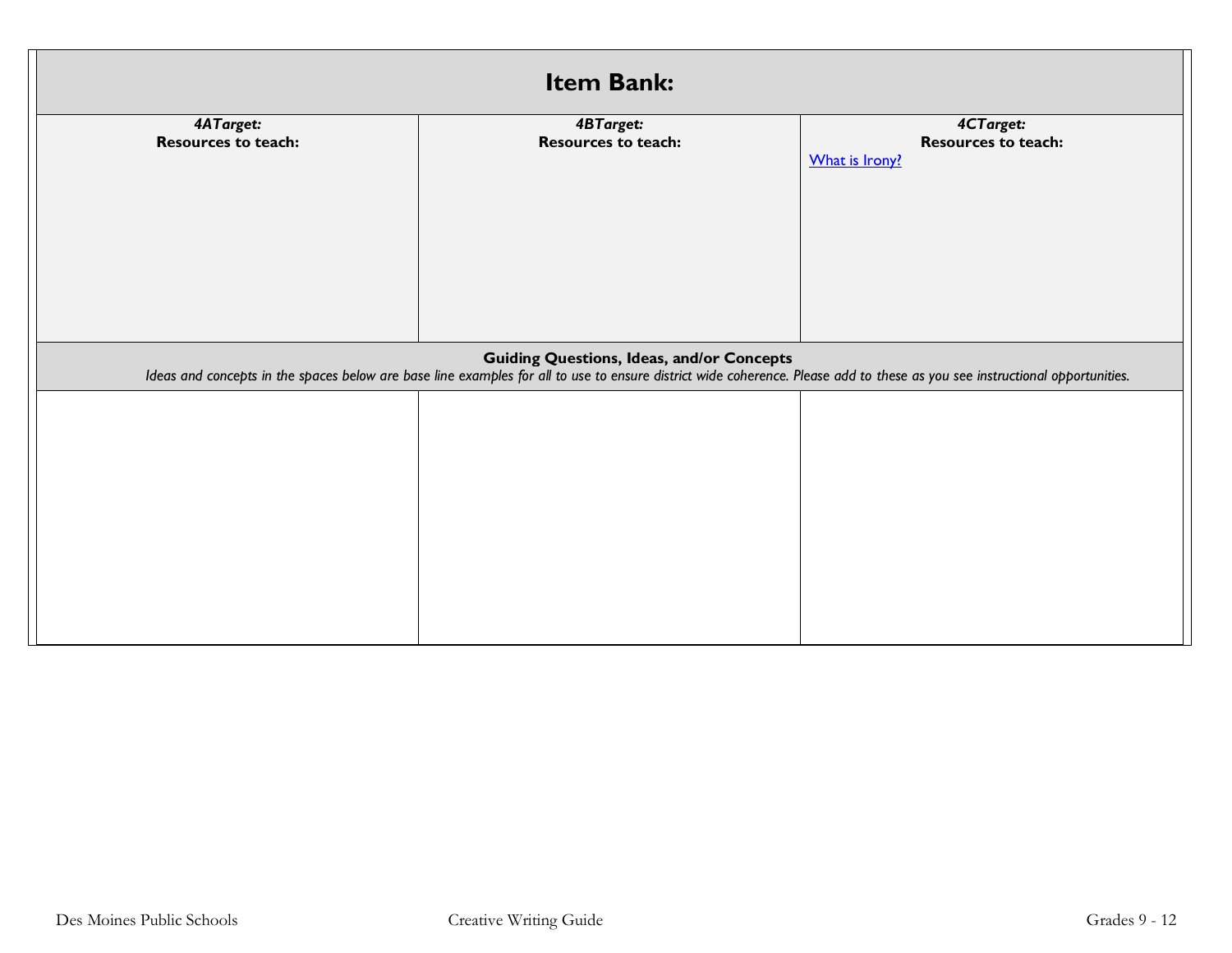## Item Bank:

| ***4ATarget:*** **Resources to teach:** | ***4BTarget:*** **Resources to teach:** | ***4CTarget:*** **Resources to teach:** What is Irony? |
|---|---|---|
| **Guiding Questions, Ideas, and/or Concepts** *Ideas and concepts in the spaces below are base line examples for all to use to ensure district wide coherence. Please add to these as you see instructional opportunities.* | | |
| | | |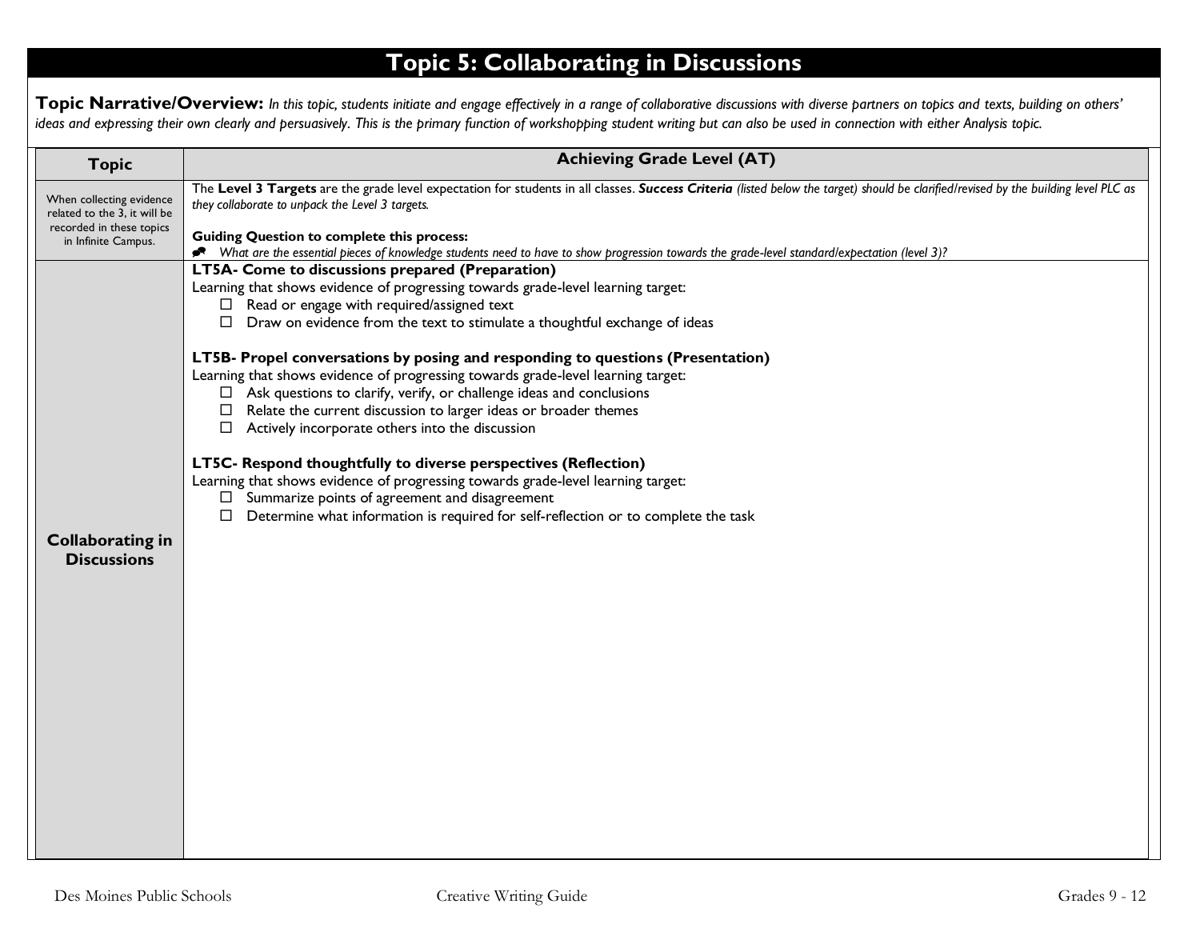# Topic 5: Collaborating in Discussions

**Topic Narrative/Overview:** *In this topic, students initiate and engage effectively in a range of collaborative discussions with diverse partners on topics and texts, building on others' ideas and expressing their own clearly and persuasively. This is the primary function of workshopping student writing but can also be used in connection with either Analysis topic.*

| Topic | Achieving Grade Level (AT) |
|---|---|
| When collecting evidence related to the 3, it will be recorded in these topics in Infinite Campus. | The **Level 3 Targets** are the grade level expectation for students in all classes. ***Success Criteria*** *(listed below the target) should be clarified/revised by the building level PLC as they collaborate to unpack the Level 3 targets.*<br><br>**Guiding Question to complete this process:**<br>*What are the essential pieces of knowledge students need to have to show progression towards the grade-level standard/expectation (level 3)?* |
| **Collaborating in Discussions** | **LT5A- Come to discussions prepared (Preparation)**<br>Learning that shows evidence of progressing towards grade-level learning target:<br>☐ Read or engage with required/assigned text<br>☐ Draw on evidence from the text to stimulate a thoughtful exchange of ideas<br><br>**LT5B- Propel conversations by posing and responding to questions (Presentation)**<br>Learning that shows evidence of progressing towards grade-level learning target:<br>☐ Ask questions to clarify, verify, or challenge ideas and conclusions<br>☐ Relate the current discussion to larger ideas or broader themes<br>☐ Actively incorporate others into the discussion<br><br>**LT5C- Respond thoughtfully to diverse perspectives (Reflection)**<br>Learning that shows evidence of progressing towards grade-level learning target:<br>☐ Summarize points of agreement and disagreement<br>☐ Determine what information is required for self-reflection or to complete the task |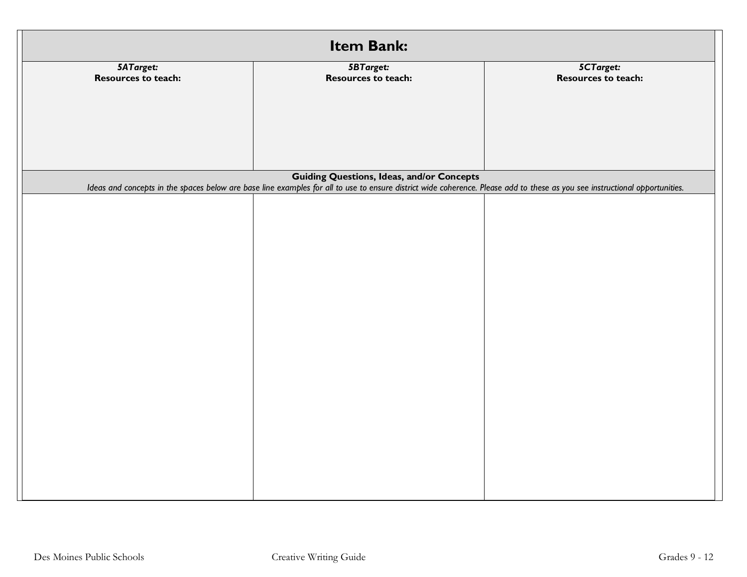| Item Bank: | | |
|---|---|---|
| ***5ATarget:***<br>**Resources to teach:** | ***5BTarget:***<br>**Resources to teach:** | ***5CTarget:***<br>**Resources to teach:** |
| **Guiding Questions, Ideas, and/or Concepts**<br>*Ideas and concepts in the spaces below are base line examples for all to use to ensure district wide coherence. Please add to these as you see instructional opportunities.* | | |
| | | |